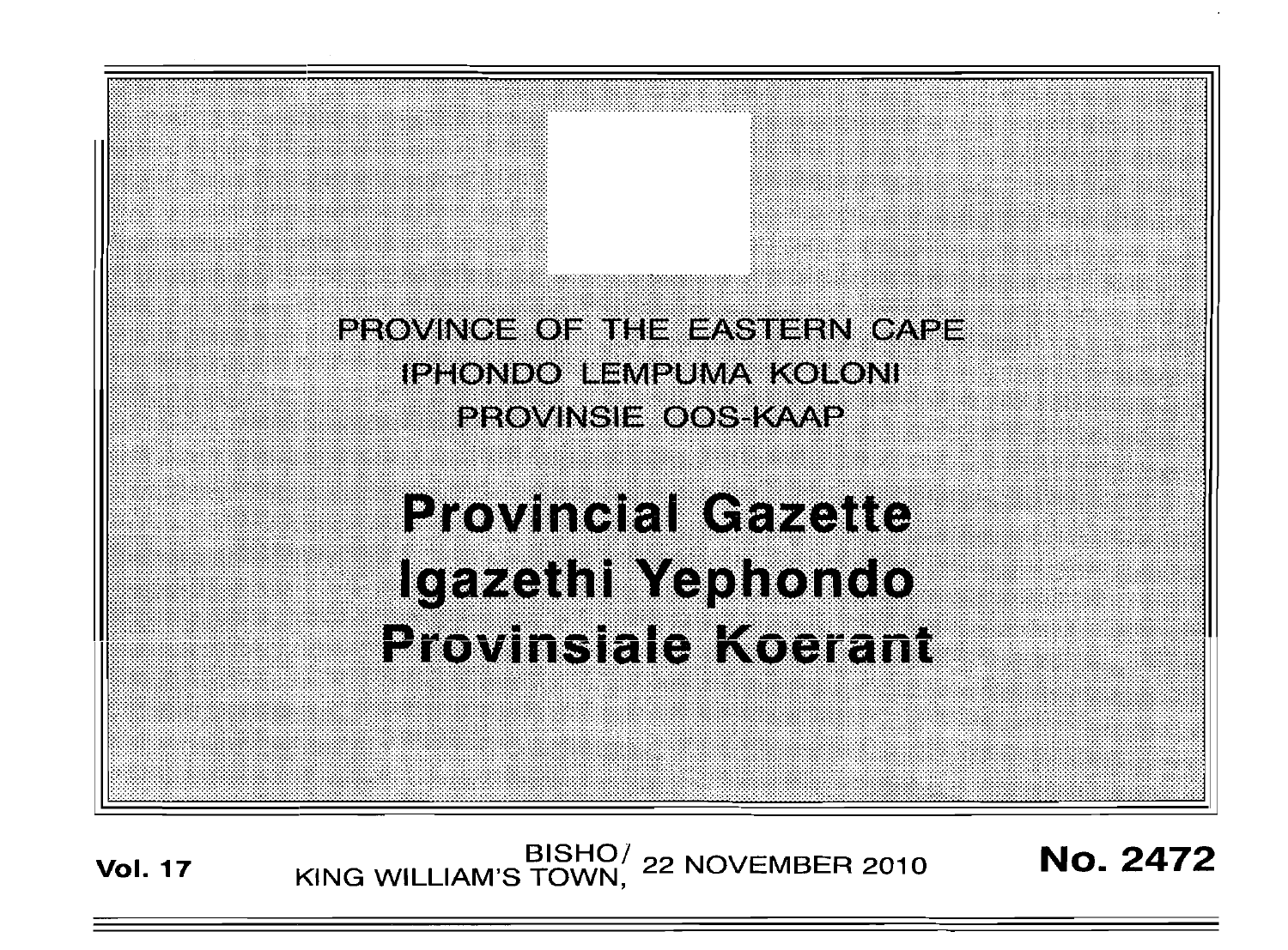PROVINCE OF THE EASTERN CAPE

IPHONDO LEMPUMA KOLONI

PROVINSIE OOS-KAAP

# Provincial Gazette
# Igazethi Yephondo
# Provinsiale Koerant

**Vol. 17** BISHO/ KING WILLIAM'S TOWN, 22 NOVEMBER 2010 **No. 2472**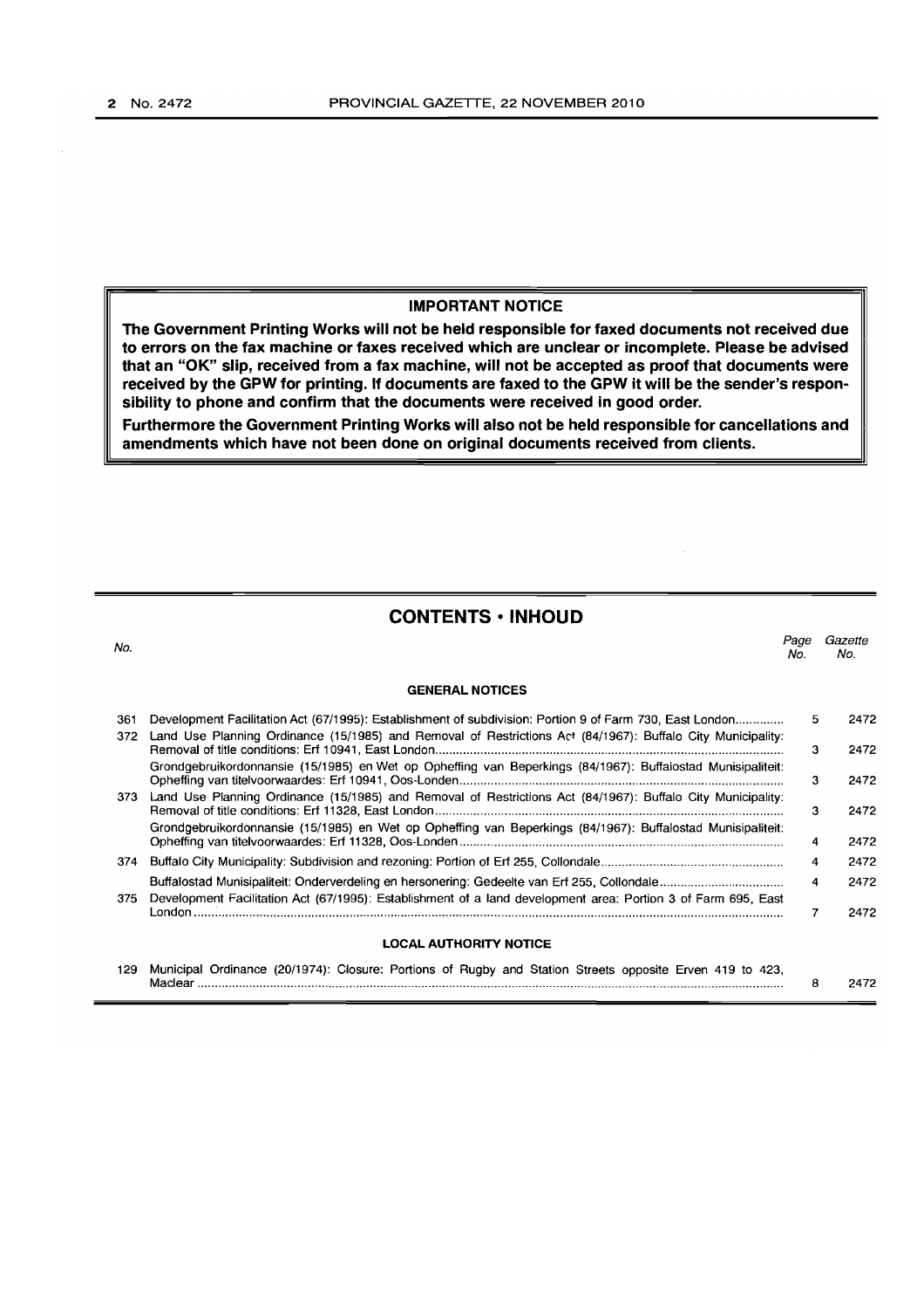## IMPORTANT NOTICE

**The Government Printing Works will not be held responsible for faxed documents not received due to errors on the fax machine or faxes received which are unclear or incomplete. Please be advised that an "OK" slip, received from a fax machine, will not be accepted as proof that documents were received by the GPW for printing. If documents are faxed to the GPW it will be the sender's responsibility to phone and confirm that the documents were received in good order.**

**Furthermore the Government Printing Works will also not be held responsible for cancellations and amendments which have not been done on original documents received from clients.**

## CONTENTS • INHOUD

| No. | | Page No. | Gazette No. |
|---|---|---|---|
| | **GENERAL NOTICES** | | |
| 361 | Development Facilitation Act (67/1995): Establishment of subdivision: Portion 9 of Farm 730, East London | 5 | 2472 |
| 372 | Land Use Planning Ordinance (15/1985) and Removal of Restrictions Act (84/1967): Buffalo City Municipality: Removal of title conditions: Erf 10941, East London | 3 | 2472 |
| | Grondgebruikordonnansie (15/1985) en Wet op Opheffing van Beperkings (84/1967): Buffalostad Munisipaliteit: Opheffing van titelvoorwaardes: Erf 10941, Oos-Londen | 3 | 2472 |
| 373 | Land Use Planning Ordinance (15/1985) and Removal of Restrictions Act (84/1967): Buffalo City Municipality: Removal of title conditions: Erf 11328, East London | 3 | 2472 |
| | Grondgebruikordonnansie (15/1985) en Wet op Opheffing van Beperkings (84/1967): Buffalostad Munisipaliteit: Opheffing van titelvoorwaardes: Erf 11328, Oos-Londen | 4 | 2472 |
| 374 | Buffalo City Municipality: Subdivision and rezoning: Portion of Erf 255, Collondale | 4 | 2472 |
| | Buffalostad Munisipaliteit: Onderverdeling en hersonering: Gedeelte van Erf 255, Collondale | 4 | 2472 |
| 375 | Development Facilitation Act (67/1995): Establishment of a land development area: Portion 3 of Farm 695, East London | 7 | 2472 |
| | **LOCAL AUTHORITY NOTICE** | | |
| 129 | Municipal Ordinance (20/1974): Closure: Portions of Rugby and Station Streets opposite Erven 419 to 423, Maclear | 8 | 2472 |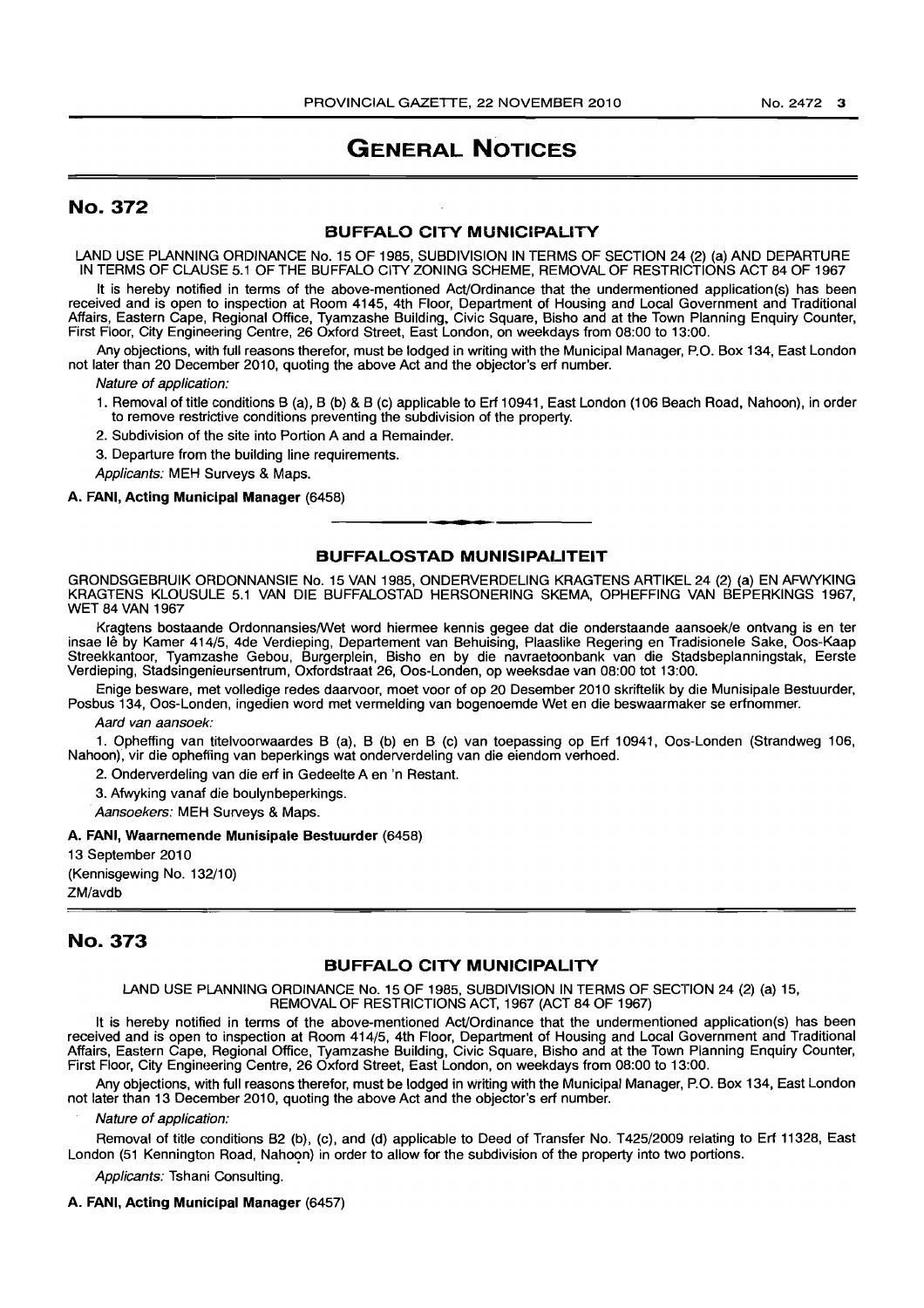# GENERAL NOTICES

## No. 372

### BUFFALO CITY MUNICIPALITY

LAND USE PLANNING ORDINANCE No. 15 OF 1985, SUBDIVISION IN TERMS OF SECTION 24 (2) (a) AND DEPARTURE IN TERMS OF CLAUSE 5.1 OF THE BUFFALO CITY ZONING SCHEME, REMOVAL OF RESTRICTIONS ACT 84 OF 1967

It is hereby notified in terms of the above-mentioned Act/Ordinance that the undermentioned application(s) has been received and is open to inspection at Room 4145, 4th Floor, Department of Housing and Local Government and Traditional Affairs, Eastern Cape, Regional Office, Tyamzashe Building, Civic Square, Bisho and at the Town Planning Enquiry Counter, First Floor, City Engineering Centre, 26 Oxford Street, East London, on weekdays from 08:00 to 13:00.

Any objections, with full reasons therefor, must be lodged in writing with the Municipal Manager, P.O. Box 134, East London not later than 20 December 2010, quoting the above Act and the objector's erf number.

*Nature of application:*

1. Removal of title conditions B (a), B (b) & B (c) applicable to Erf 10941, East London (106 Beach Road, Nahoon), in order to remove restrictive conditions preventing the subdivision of the property.
2. Subdivision of the site into Portion A and a Remainder.
3. Departure from the building line requirements.

*Applicants:* MEH Surveys & Maps.

**A. FANI, Acting Municipal Manager** (6458)

### BUFFALOSTAD MUNISIPALITEIT

GRONDSGEBRUIK ORDONNANSIE No. 15 VAN 1985, ONDERVERDELING KRAGTENS ARTIKEL 24 (2) (a) EN AFWYKING KRAGTENS KLOUSULE 5.1 VAN DIE BUFFALOSTAD HERSONERING SKEMA, OPHEFFING VAN BEPERKINGS 1967, WET 84 VAN 1967

Kragtens bostaande Ordonnansies/Wet word hiermee kennis gegee dat die onderstaande aansoek/e ontvang is en ter insae lê by Kamer 414/5, 4de Verdieping, Departement van Behuising, Plaaslike Regering en Tradisionele Sake, Oos-Kaap Streekkantoor, Tyamzashe Gebou, Burgerplein, Bisho en by die navraetoonbank van die Stadsbeplanningstak, Eerste Verdieping, Stadsingenieursentrum, Oxfordstraat 26, Oos-Londen, op weeksdae van 08:00 tot 13:00.

Enige besware, met volledige redes daarvoor, moet voor of op 20 Desember 2010 skriftelik by die Munisipale Bestuurder, Posbus 134, Oos-Londen, ingedien word met vermelding van bogenoemde Wet en die beswaarmaker se erfnommer.

*Aard van aansoek:*

1. Opheffing van titelvoorwaardes B (a), B (b) en B (c) van toepassing op Erf 10941, Oos-Londen (Strandweg 106, Nahoon), vir die opheffing van beperkings wat onderverdeling van die eiendom verhoed.
2. Onderverdeling van die erf in Gedeelte A en 'n Restant.
3. Afwyking vanaf die boulynbeperkings.

*Aansoekers:* MEH Surveys & Maps.

**A. FANI, Waarnemende Munisipale Bestuurder** (6458)

13 September 2010
(Kennisgewing No. 132/10)
ZM/avdb

## No. 373

### BUFFALO CITY MUNICIPALITY

LAND USE PLANNING ORDINANCE No. 15 OF 1985, SUBDIVISION IN TERMS OF SECTION 24 (2) (a) 15, REMOVAL OF RESTRICTIONS ACT, 1967 (ACT 84 OF 1967)

It is hereby notified in terms of the above-mentioned Act/Ordinance that the undermentioned application(s) has been received and is open to inspection at Room 414/5, 4th Floor, Department of Housing and Local Government and Traditional Affairs, Eastern Cape, Regional Office, Tyamzashe Building, Civic Square, Bisho and at the Town Planning Enquiry Counter, First Floor, City Engineering Centre, 26 Oxford Street, East London, on weekdays from 08:00 to 13:00.

Any objections, with full reasons therefor, must be lodged in writing with the Municipal Manager, P.O. Box 134, East London not later than 13 December 2010, quoting the above Act and the objector's erf number.

*Nature of application:*

Removal of title conditions B2 (b), (c), and (d) applicable to Deed of Transfer No. T425/2009 relating to Erf 11328, East London (51 Kennington Road, Nahoon) in order to allow for the subdivision of the property into two portions.

*Applicants:* Tshani Consulting.

**A. FANI, Acting Municipal Manager** (6457)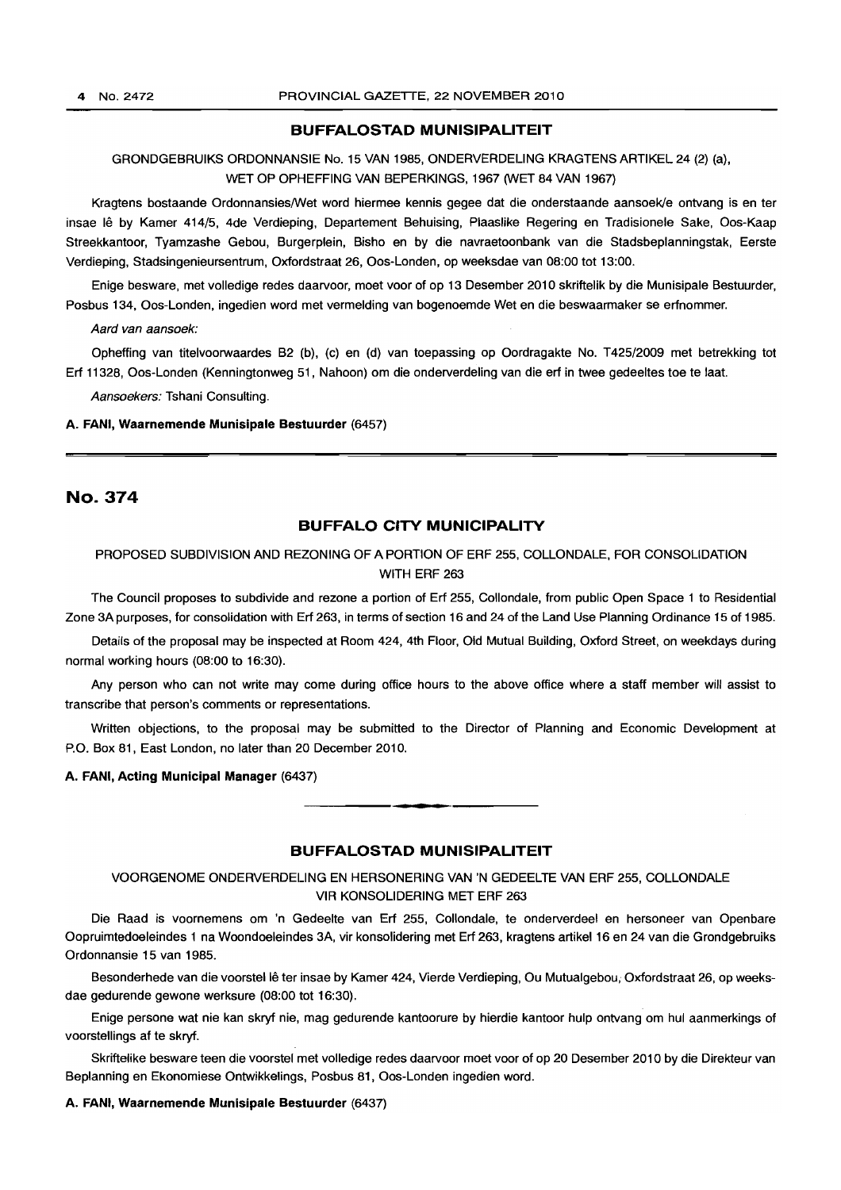## BUFFALOSTAD MUNISIPALITEIT

GRONDGEBRUIKS ORDONNANSIE No. 15 VAN 1985, ONDERVERDELING KRAGTENS ARTIKEL 24 (2) (a), WET OP OPHEFFING VAN BEPERKINGS, 1967 (WET 84 VAN 1967)

Kragtens bostaande Ordonnansies/Wet word hiermee kennis gegee dat die onderstaande aansoek/e ontvang is en ter insae lê by Kamer 414/5, 4de Verdieping, Departement Behuising, Plaaslike Regering en Tradisionele Sake, Oos-Kaap Streekkantoor, Tyamzashe Gebou, Burgerplein, Bisho en by die navraetoonbank van die Stadsbeplanningstak, Eerste Verdieping, Stadsingenieursentrum, Oxfordstraat 26, Oos-Londen, op weeksdae van 08:00 tot 13:00.

Enige besware, met volledige redes daarvoor, moet voor of op 13 Desember 2010 skriftelik by die Munisipale Bestuurder, Posbus 134, Oos-Londen, ingedien word met vermelding van bogenoemde Wet en die beswaarmaker se erfnommer.

*Aard van aansoek:*

Opheffing van titelvoorwaardes B2 (b), (c) en (d) van toepassing op Oordragakte No. T425/2009 met betrekking tot Erf 11328, Oos-Londen (Kenningtonweg 51, Nahoon) om die onderverdeling van die erf in twee gedeeltes toe te laat.

*Aansoekers:* Tshani Consulting.

**A. FANI, Waarnemende Munisipale Bestuurder** (6457)

# No. 374

## BUFFALO CITY MUNICIPALITY

PROPOSED SUBDIVISION AND REZONING OF A PORTION OF ERF 255, COLLONDALE, FOR CONSOLIDATION WITH ERF 263

The Council proposes to subdivide and rezone a portion of Erf 255, Collondale, from public Open Space 1 to Residential Zone 3A purposes, for consolidation with Erf 263, in terms of section 16 and 24 of the Land Use Planning Ordinance 15 of 1985.

Details of the proposal may be inspected at Room 424, 4th Floor, Old Mutual Building, Oxford Street, on weekdays during normal working hours (08:00 to 16:30).

Any person who can not write may come during office hours to the above office where a staff member will assist to transcribe that person's comments or representations.

Written objections, to the proposal may be submitted to the Director of Planning and Economic Development at P.O. Box 81, East London, no later than 20 December 2010.

**A. FANI, Acting Municipal Manager** (6437)

---

## BUFFALOSTAD MUNISIPALITEIT

VOORGENOME ONDERVERDELING EN HERSONERING VAN 'N GEDEELTE VAN ERF 255, COLLONDALE VIR KONSOLIDERING MET ERF 263

Die Raad is voornemens om 'n Gedeelte van Erf 255, Collondale, te onderverdeel en hersoneer van Openbare Oopruimtedoeleindes 1 na Woondoeleindes 3A, vir konsolidering met Erf 263, kragtens artikel 16 en 24 van die Grondgebruiks Ordonnansie 15 van 1985.

Besonderhede van die voorstel lê ter insae by Kamer 424, Vierde Verdieping, Ou Mutualgebou, Oxfordstraat 26, op weeksdae gedurende gewone werksure (08:00 tot 16:30).

Enige persone wat nie kan skryf nie, mag gedurende kantoorure by hierdie kantoor hulp ontvang om hul aanmerkings of voorstellings af te skryf.

Skriftelike besware teen die voorstel met volledige redes daarvoor moet voor of op 20 Desember 2010 by die Direkteur van Beplanning en Ekonomiese Ontwikkelings, Posbus 81, Oos-Londen ingedien word.

**A. FANI, Waarnemende Munisipale Bestuurder** (6437)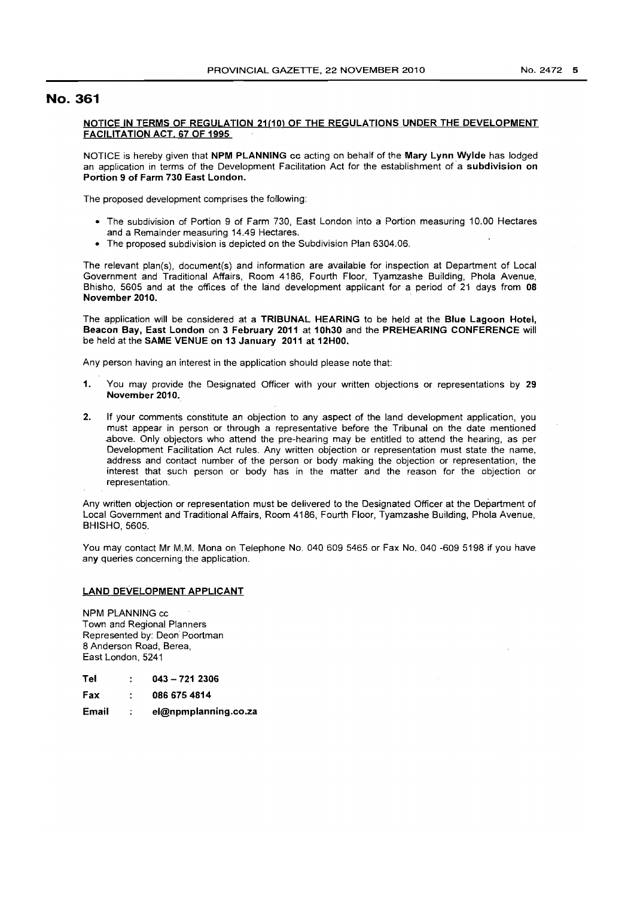# No. 361

**NOTICE IN TERMS OF REGULATION 21(10) OF THE REGULATIONS UNDER THE DEVELOPMENT FACILITATION ACT, 67 OF 1995**

NOTICE is hereby given that **NPM PLANNING cc** acting on behalf of the **Mary Lynn Wylde** has lodged an application in terms of the Development Facilitation Act for the establishment of a **subdivision on Portion 9 of Farm 730 East London.**

The proposed development comprises the following:

- The subdivision of Portion 9 of Farm 730, East London into a Portion measuring 10.00 Hectares and a Remainder measuring 14.49 Hectares.
- The proposed subdivision is depicted on the Subdivision Plan 6304.06.

The relevant plan(s), document(s) and information are available for inspection at Department of Local Government and Traditional Affairs, Room 4186, Fourth Floor, Tyamzashe Building, Phola Avenue, Bhisho, 5605 and at the offices of the land development applicant for a period of 21 days from **08 November 2010.**

The application will be considered at a **TRIBUNAL HEARING** to be held at the **Blue Lagoon Hotel, Beacon Bay, East London** on **3 February 2011** at **10h30** and the **PREHEARING CONFERENCE** will be held at the **SAME VENUE on 13 January 2011 at 12H00.**

Any person having an interest in the application should please note that:

1. You may provide the Designated Officer with your written objections or representations by **29 November 2010.**

2. If your comments constitute an objection to any aspect of the land development application, you must appear in person or through a representative before the Tribunal on the date mentioned above. Only objectors who attend the pre-hearing may be entitled to attend the hearing, as per Development Facilitation Act rules. Any written objection or representation must state the name, address and contact number of the person or body making the objection or representation, the interest that such person or body has in the matter and the reason for the objection or representation.

Any written objection or representation must be delivered to the Designated Officer at the Department of Local Government and Traditional Affairs, Room 4186, Fourth Floor, Tyamzashe Building, Phola Avenue, BHISHO, 5605.

You may contact Mr M.M. Mona on Telephone No. 040 609 5465 or Fax No. 040 -609 5198 if you have any queries concerning the application.

**LAND DEVELOPMENT APPLICANT**

NPM PLANNING cc
Town and Regional Planners
Represented by: Deon Poortman
8 Anderson Road, Berea,
East London, 5241

**Tel** : **043 – 721 2306**

**Fax** : **086 675 4814**

**Email** : **el@npmplanning.co.za**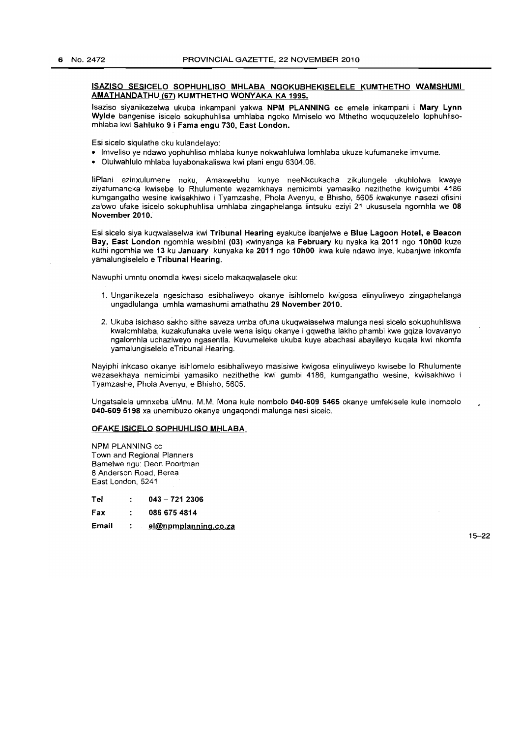## ISAZISO SESICELO SOPHUHLISO MHLABA NGOKUBHEKISELELE KUMTHETHO WAMSHUMI AMATHANDATHU (67) KUMTHETHO WONYAKA KA 1995.

Isaziso siyanikezelwa ukuba inkampani yakwa **NPM PLANNING cc** emele inkampani i **Mary Lynn Wylde** bangenise isicelo sokuphuhlisa umhlaba ngoko Mmiselo wo Mthetho woququzelelo lophuhliso-mhlaba kwi **Sahluko 9 i Fama engu 730, East London.**

Esi sicelo siqulathe oku kulandelayo:

- Imveliso ye ndawo yophuhliso mhlaba kunye nokwahlulwa lomhlaba ukuze kufumaneke imvume.
- Olulwahlulo mhlaba luyabonakaliswa kwi plani engu 6304.06.

IiPlani ezinxulumene noku, Amaxwebhu kunye neeNkcukacha zikulungele ukuhlolwa kwaye ziyafumaneka kwisebe lo Rhulumente wezamkhaya nemicimbi yamasiko nezithethe kwigumbi 4186 kumgangatho wesine kwisakhiwo i Tyamzashe, Phola Avenyu, e Bhisho, 5605 kwakunye nasezi ofisini zalowo ufake isicelo sokuphuhlisa umhlaba zingaphelanga iintsuku eziyi 21 ukususela ngomhla we **08 November 2010.**

Esi sicelo siya kuqwalaselwa kwi **Tribunal Hearing** eyakube ibanjelwe e **Blue Lagoon Hotel, e Beacon Bay, East London** ngomhla wesibini **(03)** kwinyanga ka **February** ku nyaka ka **2011** ngo **10h00** kuze kuthi ngomhla we **13** ku **January** kunyaka ka **2011** ngo **10h00** kwa kule ndawo inye, kubanjwe inkomfa yamalungiselelo e **Tribunal Hearing.**

Nawuphi umntu onomdla kwesi sicelo makaqwalasele oku:

1. Unganikezela ngesichaso esibhaliweyo okanye isihlomelo kwigosa elinyuliweyo zingaphelanga ungadlulanga umhla wamashumi amathathu **29 November 2010.**
2. Ukuba isichaso sakho sithe saveza umba ofuna ukuqwalaselwa malunga nesi sicelo sokuphuhliswa kwalomhlaba, kuzakufunaka uvele wena isiqu okanye i gqwetha lakho phambi kwe gqiza lovavanyo ngalomhla uchaziweyo ngasentla. Kuvumeleke ukuba kuye abachasi abayileyo kuqala kwi nkomfa yamalungiselelo eTribunal Hearing.

Nayiphi inkcaso okanye isihlomelo esibhaliweyo masisiwe kwigosa elinyuliweyo kwisebe lo Rhulumente wezasekhaya nemicimbi yamasiko nezithethe kwi gumbi 4186, kumgangatho wesine, kwisakhiwo i Tyamzashe, Phola Avenyu, e Bhisho, 5605.

Ungatsalela umnxeba uMnu. M.M. Mona kule nombolo **040-609 5465** okanye umfekisele kule inombolo **040-609 5198** xa unemibuzo okanye ungaqondi malunga nesi sicelo.

**OFAKE ISICELO SOPHUHLISO MHLABA**

NPM PLANNING cc
Town and Regional Planners
Bamelwe ngu: Deon Poortman
8 Anderson Road, Berea
East London, 5241

| | | |
|---|---|---|
| **Tel** | : | **043 – 721 2306** |
| **Fax** | : | **086 675 4814** |
| **Email** | : | **el@npmplanning.co.za** |

15–22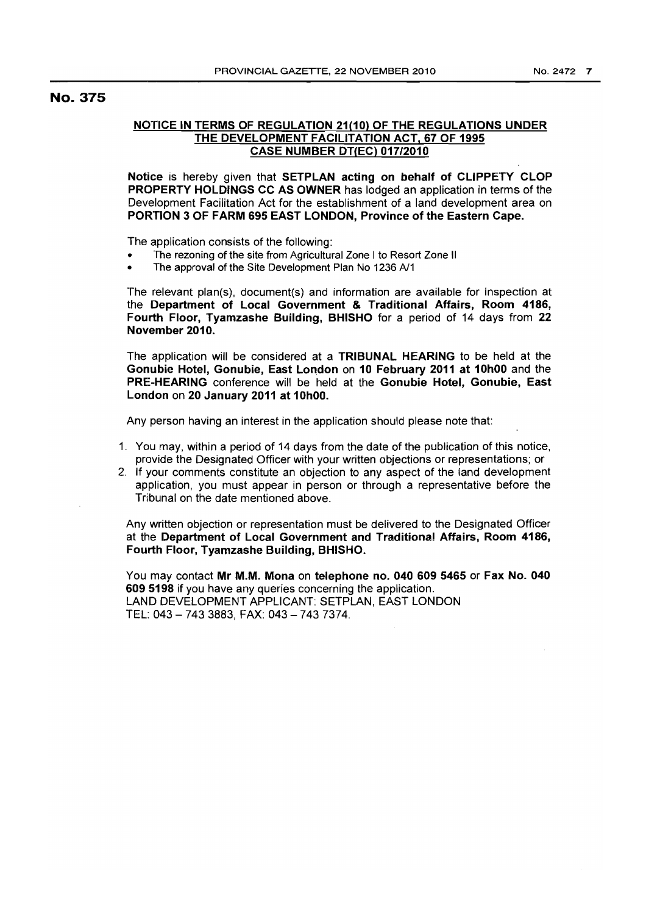# No. 375

**NOTICE IN TERMS OF REGULATION 21(10) OF THE REGULATIONS UNDER THE DEVELOPMENT FACILITATION ACT, 67 OF 1995**
**CASE NUMBER DT(EC) 017/2010**

**Notice** is hereby given that **SETPLAN acting on behalf of CLIPPETY CLOP PROPERTY HOLDINGS CC AS OWNER** has lodged an application in terms of the Development Facilitation Act for the establishment of a land development area on **PORTION 3 OF FARM 695 EAST LONDON, Province of the Eastern Cape.**

The application consists of the following:

- The rezoning of the site from Agricultural Zone I to Resort Zone II
- The approval of the Site Development Plan No 1236 A/1

The relevant plan(s), document(s) and information are available for inspection at the **Department of Local Government & Traditional Affairs, Room 4186, Fourth Floor, Tyamzashe Building, BHISHO** for a period of 14 days from **22 November 2010.**

The application will be considered at a **TRIBUNAL HEARING** to be held at the **Gonubie Hotel, Gonubie, East London** on **10 February 2011 at 10h00** and the **PRE-HEARING** conference will be held at the **Gonubie Hotel, Gonubie, East London** on **20 January 2011 at 10h00.**

Any person having an interest in the application should please note that:

1. You may, within a period of 14 days from the date of the publication of this notice, provide the Designated Officer with your written objections or representations; or
2. If your comments constitute an objection to any aspect of the land development application, you must appear in person or through a representative before the Tribunal on the date mentioned above.

Any written objection or representation must be delivered to the Designated Officer at the **Department of Local Government and Traditional Affairs, Room 4186, Fourth Floor, Tyamzashe Building, BHISHO.**

You may contact **Mr M.M. Mona** on **telephone no. 040 609 5465** or **Fax No. 040 609 5198** if you have any queries concerning the application.
LAND DEVELOPMENT APPLICANT: SETPLAN, EAST LONDON
TEL: 043 – 743 3883, FAX: 043 – 743 7374.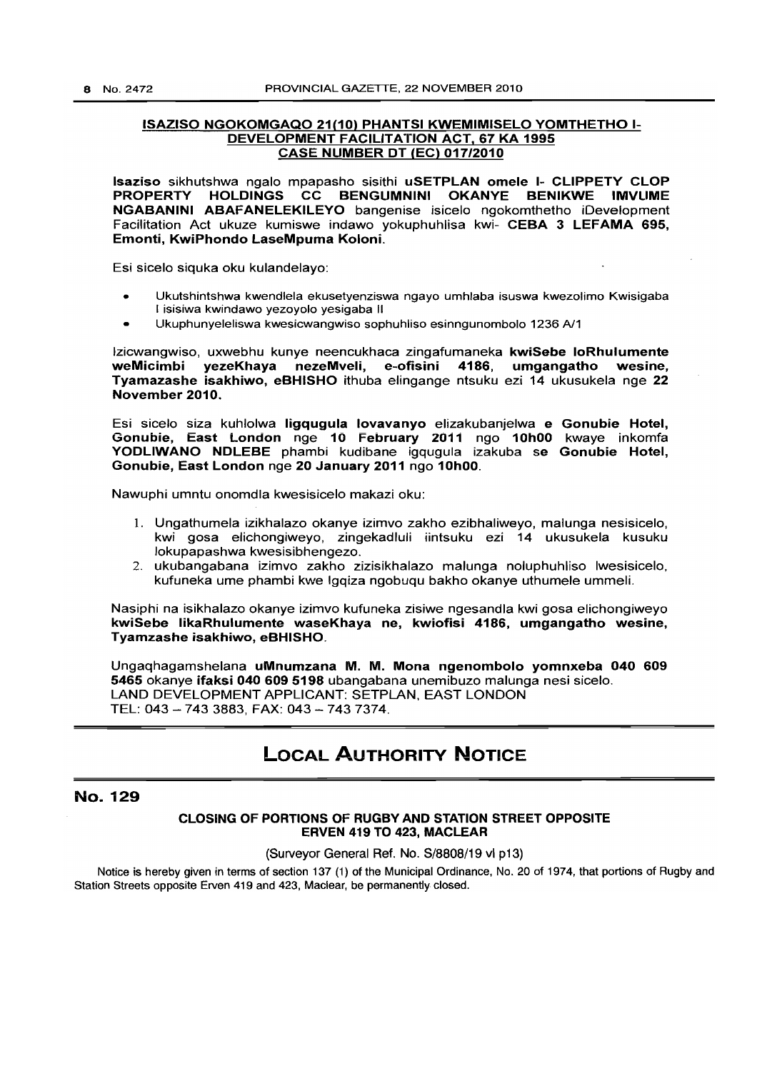### ISAZISO NGOKOMGAQO 21(10) PHANTSI KWEMIMISELO YOMTHETHO I-DEVELOPMENT FACILITATION ACT, 67 KA 1995
### CASE NUMBER DT (EC) 017/2010

**Isaziso** sikhutshwa ngalo mpapasho sisithi **uSETPLAN omele I- CLIPPETY CLOP PROPERTY HOLDINGS CC BENGUMNINI OKANYE BENIKWE IMVUME NGABANINI ABAFANELEKILEYO** bangenise isicelo ngokomthetho iDevelopment Facilitation Act ukuze kumiswe indawo yokuphuhlisa kwi- **CEBA 3 LEFAMA 695, Emonti, KwiPhondo LaseMpuma Koloni.**

Esi sicelo siquka oku kulandelayo:

- Ukutshintshwa kwendlela ekusetyenziswa ngayo umhlaba isuswa kwezolimo Kwisigaba I isisiwa kwindawo yezoyolo yesigaba II
- Ukuphunyeleliswa kwesicwangwiso sophuhliso esinngunombolo 1236 A/1

Izicwangwiso, uxwebhu kunye neencukhaca zingafumaneka **kwiSebe loRhulumente weMicimbi yezeKhaya nezeMveli, e-ofisini 4186, umgangatho wesine, Tyamazashe isakhiwo, eBHISHO** ithuba elingange ntsuku ezi 14 ukusukela nge **22 November 2010.**

Esi sicelo siza kuhlolwa **ligqugula lovavanyo** elizakubanjelwa **e Gonubie Hotel, Gonubie, East London** nge **10 February 2011** ngo **10h00** kwaye inkomfa **YODLIWANO NDLEBE** phambi kudibane igqugula izakuba **se Gonubie Hotel, Gonubie, East London** nge **20 January 2011** ngo **10h00.**

Nawuphi umntu onomdla kwesisicelo makazi oku:

1. Ungathumela izikhalazo okanye izimvo zakho ezibhaliweyo, malunga nesisicelo, kwi gosa elichongiweyo, zingekadluli iintsuku ezi 14 ukusukela kusuku lokupapashwa kwesisibhengezo.
2. ukubangabana izimvo zakho zizisikhalazo malunga noluphuhliso lwesisicelo, kufuneka ume phambi kwe Igqiza ngobuqu bakho okanye uthumele ummeli.

Nasiphi na isikhalazo okanye izimvo kufuneka zisiwe ngesandla kwi gosa elichongiweyo **kwiSebe likaRhulumente waseKhaya ne, kwiofisi 4186, umgangatho wesine, Tyamzashe isakhiwo, eBHISHO.**

Ungaqhagamshelana **uMnumzana M. M. Mona ngenombolo yomnxeba 040 609 5465** okanye **ifaksi 040 609 5198** ubangabana unemibuzo malunga nesi sicelo.
LAND DEVELOPMENT APPLICANT: SETPLAN, EAST LONDON
TEL: 043 – 743 3883, FAX: 043 – 743 7374.

# LOCAL AUTHORITY NOTICE

## No. 129

### CLOSING OF PORTIONS OF RUGBY AND STATION STREET OPPOSITE ERVEN 419 TO 423, MACLEAR

(Surveyor General Ref. No. S/8808/19 vl p13)

Notice is hereby given in terms of section 137 (1) of the Municipal Ordinance, No. 20 of 1974, that portions of Rugby and Station Streets opposite Erven 419 and 423, Maclear, be permanently closed.